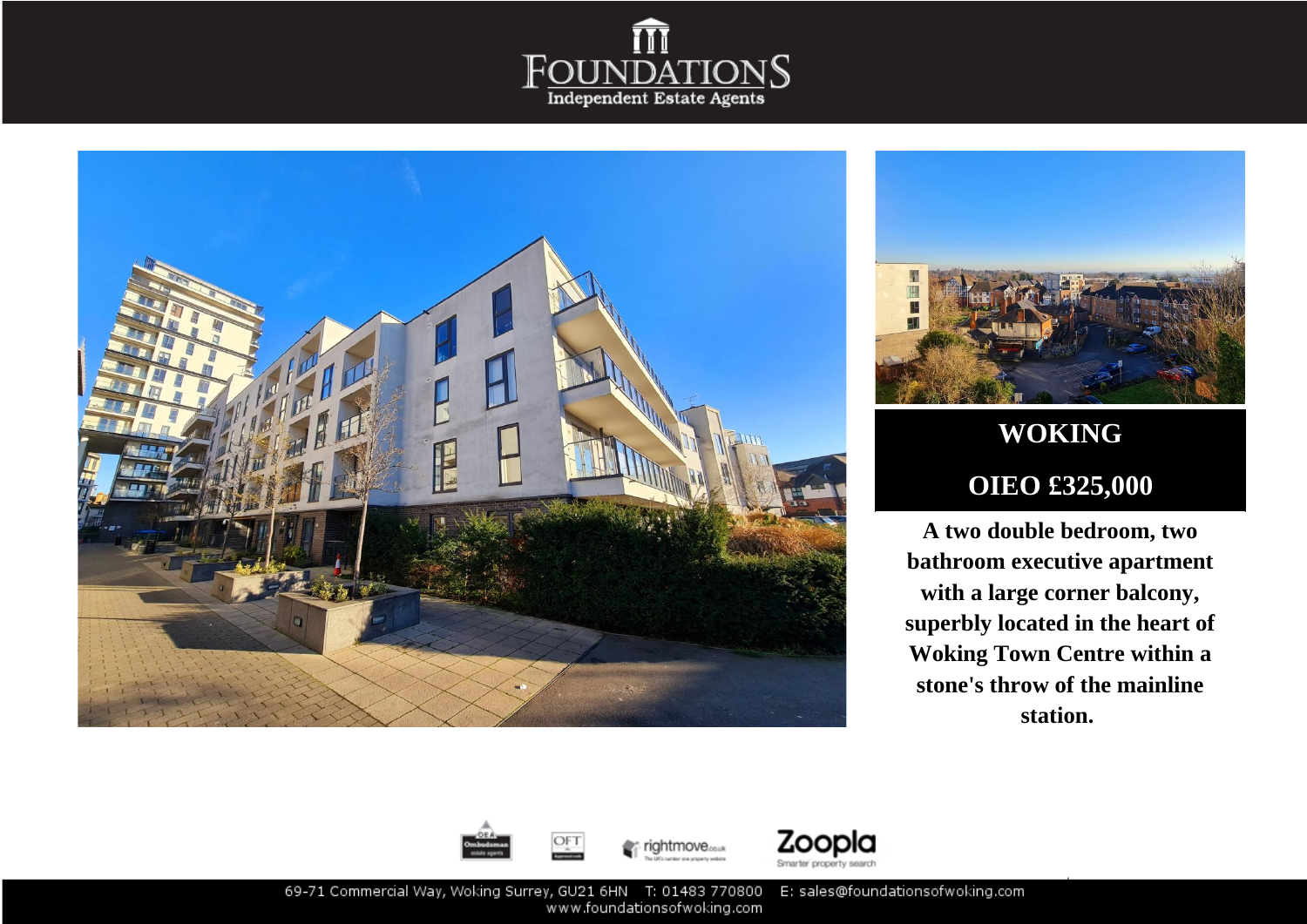# FOUNDATIONS

Independent Estate Agents

## WOKING

## OIEO £325,000

**A two double bedroom, two bathroom executive apartment with a large corner balcony, superbly located in the heart of Woking Town Centre within a stone's throw of the mainline station.**

69-71 Commercial Way, Woking Surrey, GU21 6HN T: 01483 770800 E: sales@foundationsofwoking.com
www.foundationsofwoking.com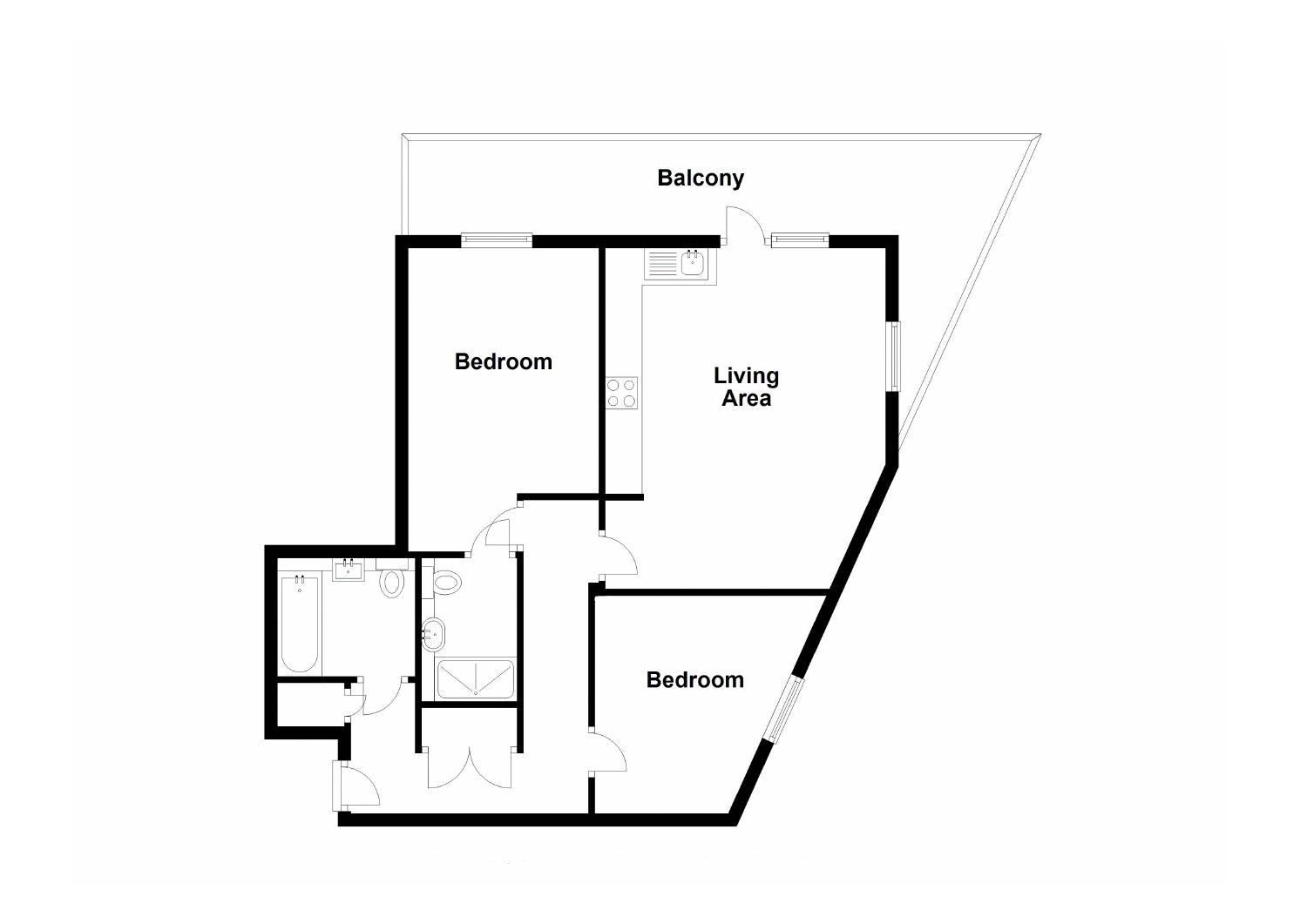Balcony

Bedroom

Living
Area

Bedroom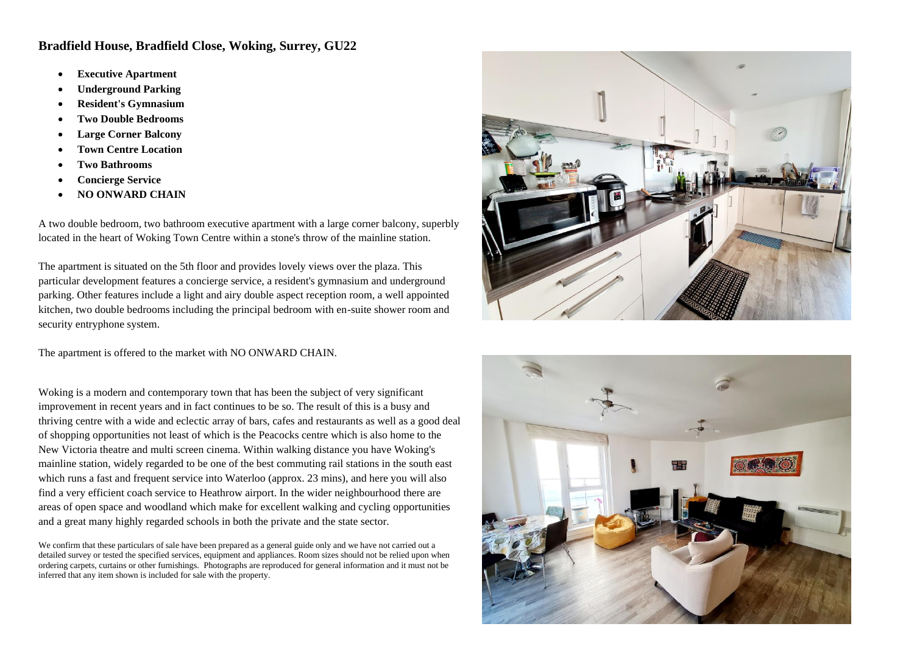## Bradfield House, Bradfield Close, Woking, Surrey, GU22

- **Executive Apartment**
- **Underground Parking**
- **Resident's Gymnasium**
- **Two Double Bedrooms**
- **Large Corner Balcony**
- **Town Centre Location**
- **Two Bathrooms**
- **Concierge Service**
- **NO ONWARD CHAIN**

A two double bedroom, two bathroom executive apartment with a large corner balcony, superbly located in the heart of Woking Town Centre within a stone's throw of the mainline station.

The apartment is situated on the 5th floor and provides lovely views over the plaza. This particular development features a concierge service, a resident's gymnasium and underground parking. Other features include a light and airy double aspect reception room, a well appointed kitchen, two double bedrooms including the principal bedroom with en-suite shower room and security entryphone system.

The apartment is offered to the market with NO ONWARD CHAIN.

Woking is a modern and contemporary town that has been the subject of very significant improvement in recent years and in fact continues to be so. The result of this is a busy and thriving centre with a wide and eclectic array of bars, cafes and restaurants as well as a good deal of shopping opportunities not least of which is the Peacocks centre which is also home to the New Victoria theatre and multi screen cinema. Within walking distance you have Woking's mainline station, widely regarded to be one of the best commuting rail stations in the south east which runs a fast and frequent service into Waterloo (approx. 23 mins), and here you will also find a very efficient coach service to Heathrow airport. In the wider neighbourhood there are areas of open space and woodland which make for excellent walking and cycling opportunities and a great many highly regarded schools in both the private and the state sector.

We confirm that these particulars of sale have been prepared as a general guide only and we have not carried out a detailed survey or tested the specified services, equipment and appliances. Room sizes should not be relied upon when ordering carpets, curtains or other furnishings. Photographs are reproduced for general information and it must not be inferred that any item shown is included for sale with the property.